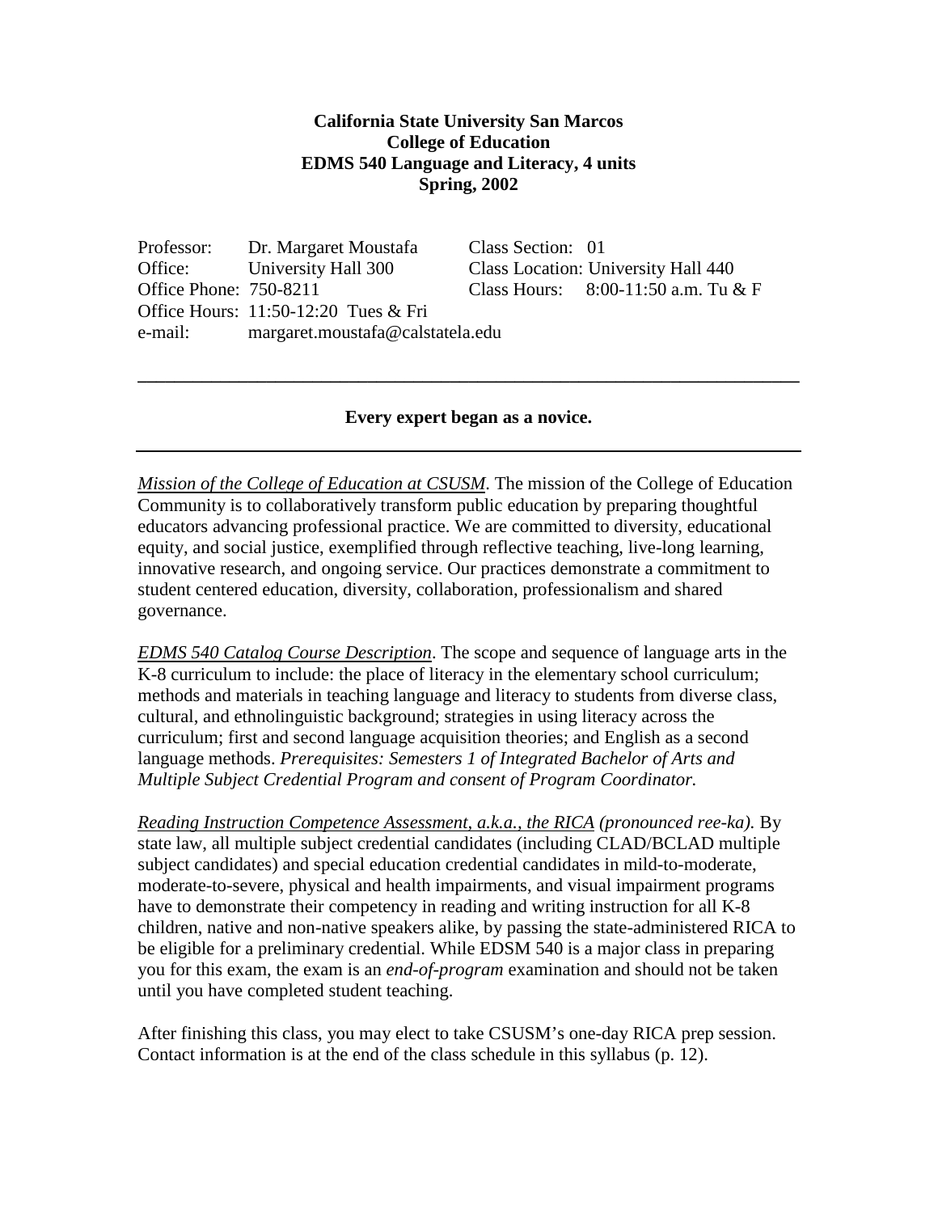**California State University San Marcos**
**College of Education**
**EDMS 540 Language and Literacy, 4 units**
**Spring, 2002**

Professor: Dr. Margaret Moustafa
Office: University Hall 300
Office Phone: 750-8211
Office Hours: 11:50-12:20 Tues & Fri
e-mail: margaret.moustafa@calstatela.edu

Class Section: 01
Class Location: University Hall 440
Class Hours: 8:00-11:50 a.m. Tu & F

---

**Every expert began as a novice.**

---

*Mission of the College of Education at CSUSM*. The mission of the College of Education Community is to collaboratively transform public education by preparing thoughtful educators advancing professional practice. We are committed to diversity, educational equity, and social justice, exemplified through reflective teaching, live-long learning, innovative research, and ongoing service. Our practices demonstrate a commitment to student centered education, diversity, collaboration, professionalism and shared governance.

*EDMS 540 Catalog Course Description*. The scope and sequence of language arts in the K-8 curriculum to include: the place of literacy in the elementary school curriculum; methods and materials in teaching language and literacy to students from diverse class, cultural, and ethnolinguistic background; strategies in using literacy across the curriculum; first and second language acquisition theories; and English as a second language methods. *Prerequisites: Semesters 1 of Integrated Bachelor of Arts and Multiple Subject Credential Program and consent of Program Coordinator.*

*Reading Instruction Competence Assessment, a.k.a., the RICA (pronounced ree-ka).* By state law, all multiple subject credential candidates (including CLAD/BCLAD multiple subject candidates) and special education credential candidates in mild-to-moderate, moderate-to-severe, physical and health impairments, and visual impairment programs have to demonstrate their competency in reading and writing instruction for all K-8 children, native and non-native speakers alike, by passing the state-administered RICA to be eligible for a preliminary credential. While EDSM 540 is a major class in preparing you for this exam, the exam is an *end-of-program* examination and should not be taken until you have completed student teaching.

After finishing this class, you may elect to take CSUSM's one-day RICA prep session. Contact information is at the end of the class schedule in this syllabus (p. 12).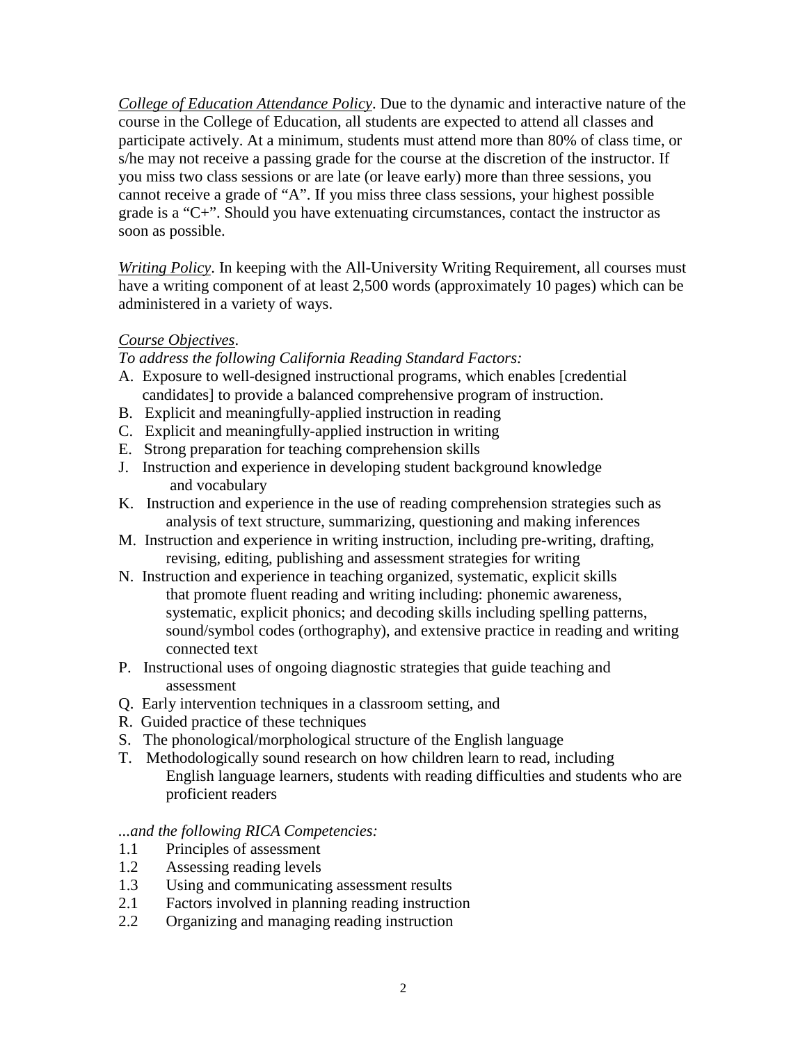*College of Education Attendance Policy*. Due to the dynamic and interactive nature of the course in the College of Education, all students are expected to attend all classes and participate actively. At a minimum, students must attend more than 80% of class time, or s/he may not receive a passing grade for the course at the discretion of the instructor. If you miss two class sessions or are late (or leave early) more than three sessions, you cannot receive a grade of "A". If you miss three class sessions, your highest possible grade is a "C+". Should you have extenuating circumstances, contact the instructor as soon as possible.

*Writing Policy*. In keeping with the All-University Writing Requirement, all courses must have a writing component of at least 2,500 words (approximately 10 pages) which can be administered in a variety of ways.

*Course Objectives*.

*To address the following California Reading Standard Factors:*

A. Exposure to well-designed instructional programs, which enables [credential candidates] to provide a balanced comprehensive program of instruction.
B. Explicit and meaningfully-applied instruction in reading
C. Explicit and meaningfully-applied instruction in writing
E. Strong preparation for teaching comprehension skills
J. Instruction and experience in developing student background knowledge and vocabulary
K. Instruction and experience in the use of reading comprehension strategies such as analysis of text structure, summarizing, questioning and making inferences
M. Instruction and experience in writing instruction, including pre-writing, drafting, revising, editing, publishing and assessment strategies for writing
N. Instruction and experience in teaching organized, systematic, explicit skills that promote fluent reading and writing including: phonemic awareness, systematic, explicit phonics; and decoding skills including spelling patterns, sound/symbol codes (orthography), and extensive practice in reading and writing connected text
P. Instructional uses of ongoing diagnostic strategies that guide teaching and assessment
Q. Early intervention techniques in a classroom setting, and
R. Guided practice of these techniques
S. The phonological/morphological structure of the English language
T. Methodologically sound research on how children learn to read, including English language learners, students with reading difficulties and students who are proficient readers

*...and the following RICA Competencies:*

1.1 Principles of assessment
1.2 Assessing reading levels
1.3 Using and communicating assessment results
2.1 Factors involved in planning reading instruction
2.2 Organizing and managing reading instruction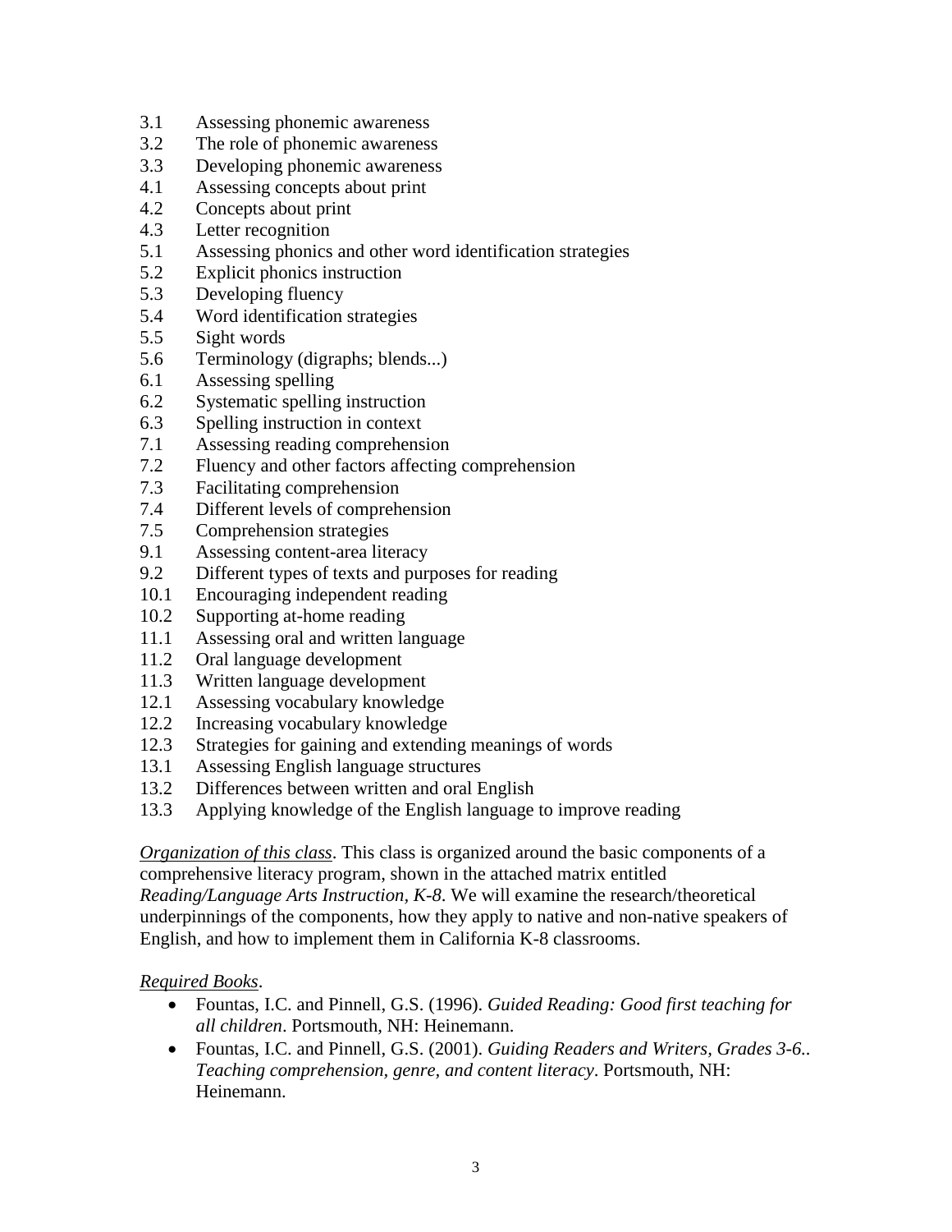3.1 Assessing phonemic awareness
3.2 The role of phonemic awareness
3.3 Developing phonemic awareness
4.1 Assessing concepts about print
4.2 Concepts about print
4.3 Letter recognition
5.1 Assessing phonics and other word identification strategies
5.2 Explicit phonics instruction
5.3 Developing fluency
5.4 Word identification strategies
5.5 Sight words
5.6 Terminology (digraphs; blends...)
6.1 Assessing spelling
6.2 Systematic spelling instruction
6.3 Spelling instruction in context
7.1 Assessing reading comprehension
7.2 Fluency and other factors affecting comprehension
7.3 Facilitating comprehension
7.4 Different levels of comprehension
7.5 Comprehension strategies
9.1 Assessing content-area literacy
9.2 Different types of texts and purposes for reading
10.1 Encouraging independent reading
10.2 Supporting at-home reading
11.1 Assessing oral and written language
11.2 Oral language development
11.3 Written language development
12.1 Assessing vocabulary knowledge
12.2 Increasing vocabulary knowledge
12.3 Strategies for gaining and extending meanings of words
13.1 Assessing English language structures
13.2 Differences between written and oral English
13.3 Applying knowledge of the English language to improve reading

*Organization of this class*. This class is organized around the basic components of a comprehensive literacy program, shown in the attached matrix entitled *Reading/Language Arts Instruction, K-8*. We will examine the research/theoretical underpinnings of the components, how they apply to native and non-native speakers of English, and how to implement them in California K-8 classrooms.

*Required Books*.

- Fountas, I.C. and Pinnell, G.S. (1996). *Guided Reading: Good first teaching for all children*. Portsmouth, NH: Heinemann.
- Fountas, I.C. and Pinnell, G.S. (2001). *Guiding Readers and Writers, Grades 3-6.. Teaching comprehension, genre, and content literacy*. Portsmouth, NH: Heinemann.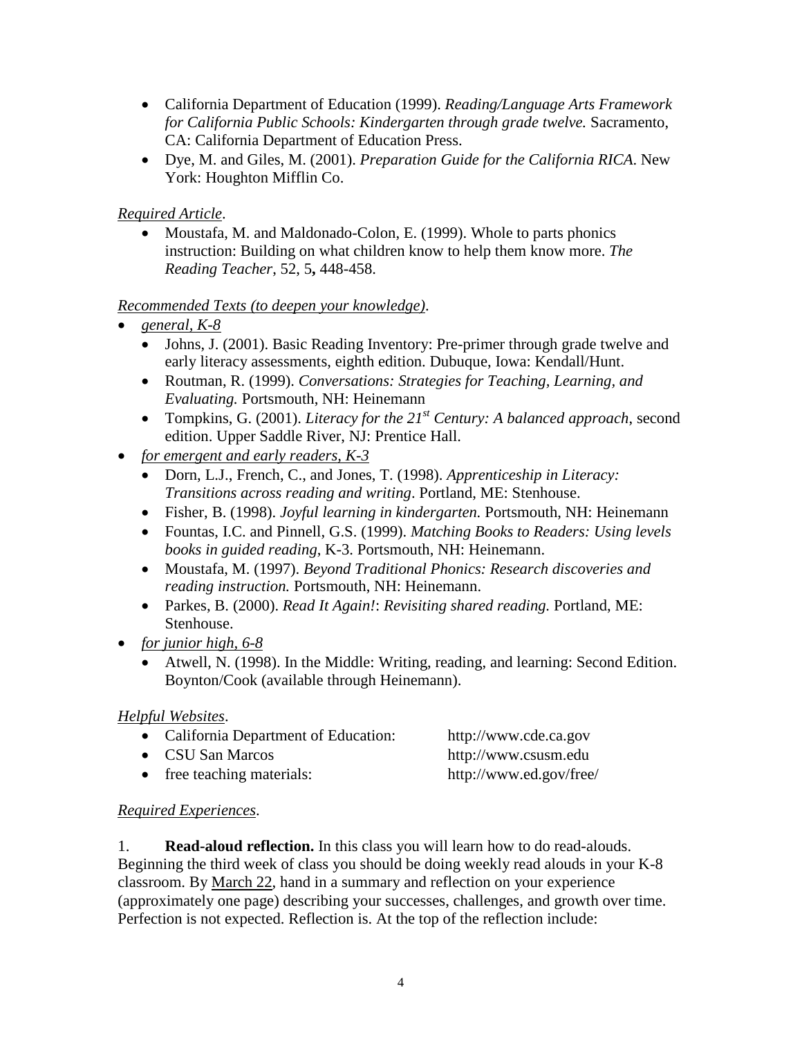- California Department of Education (1999). *Reading/Language Arts Framework for California Public Schools: Kindergarten through grade twelve.* Sacramento, CA: California Department of Education Press.
- Dye, M. and Giles, M. (2001). *Preparation Guide for the California RICA*. New York: Houghton Mifflin Co.

*Required Article*.

- Moustafa, M. and Maldonado-Colon, E. (1999). Whole to parts phonics instruction: Building on what children know to help them know more. *The Reading Teacher*, 52, 5**,** 448-458.

*Recommended Texts (to deepen your knowledge)*.

- *general, K-8*
  - Johns, J. (2001). Basic Reading Inventory: Pre-primer through grade twelve and early literacy assessments, eighth edition. Dubuque, Iowa: Kendall/Hunt.
  - Routman, R. (1999). *Conversations: Strategies for Teaching, Learning, and Evaluating.* Portsmouth, NH: Heinemann
  - Tompkins, G. (2001). *Literacy for the 21st Century: A balanced approach*, second edition. Upper Saddle River, NJ: Prentice Hall.
- *for emergent and early readers, K-3*
  - Dorn, L.J., French, C., and Jones, T. (1998). *Apprenticeship in Literacy: Transitions across reading and writing*. Portland, ME: Stenhouse.
  - Fisher, B. (1998). *Joyful learning in kindergarten.* Portsmouth, NH: Heinemann
  - Fountas, I.C. and Pinnell, G.S. (1999). *Matching Books to Readers: Using levels books in guided reading*, K-3. Portsmouth, NH: Heinemann.
  - Moustafa, M. (1997). *Beyond Traditional Phonics: Research discoveries and reading instruction.* Portsmouth, NH: Heinemann.
  - Parkes, B. (2000). *Read It Again!*: *Revisiting shared reading.* Portland, ME: Stenhouse.
- *for junior high, 6-8*
  - Atwell, N. (1998). In the Middle: Writing, reading, and learning: Second Edition. Boynton/Cook (available through Heinemann).

*Helpful Websites*.

- California Department of Education: http://www.cde.ca.gov
- CSU San Marcos http://www.csusm.edu
- free teaching materials: http://www.ed.gov/free/

*Required Experiences*.

1. **Read-aloud reflection.** In this class you will learn how to do read-alouds. Beginning the third week of class you should be doing weekly read alouds in your K-8 classroom. By March 22, hand in a summary and reflection on your experience (approximately one page) describing your successes, challenges, and growth over time. Perfection is not expected. Reflection is. At the top of the reflection include: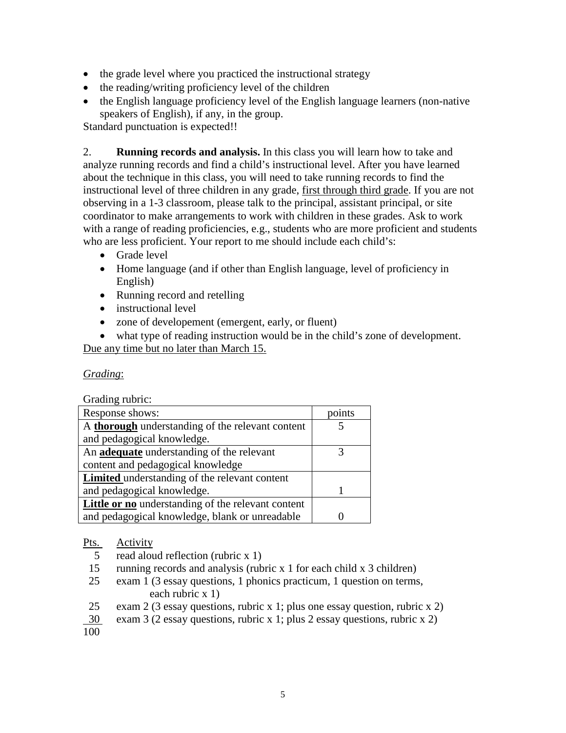- the grade level where you practiced the instructional strategy
- the reading/writing proficiency level of the children
- the English language proficiency level of the English language learners (non-native speakers of English), if any, in the group.

Standard punctuation is expected!!

2. **Running records and analysis.** In this class you will learn how to take and analyze running records and find a child's instructional level. After you have learned about the technique in this class, you will need to take running records to find the instructional level of three children in any grade, <u>first through third grade</u>. If you are not observing in a 1-3 classroom, please talk to the principal, assistant principal, or site coordinator to make arrangements to work with children in these grades. Ask to work with a range of reading proficiencies, e.g., students who are more proficient and students who are less proficient. Your report to me should include each child's:

- Grade level
- Home language (and if other than English language, level of proficiency in English)
- Running record and retelling
- instructional level
- zone of developement (emergent, early, or fluent)
- what type of reading instruction would be in the child's zone of development.

<u>Due any time but no later than March 15.</u>

*<u>Grading</u>*:

Grading rubric:

| Response shows: | points |
|---|---|
| A **<u>thorough</u>** understanding of the relevant content and pedagogical knowledge. | 5 |
| An **<u>adequate</u>** understanding of the relevant content and pedagogical knowledge | 3 |
| **<u>Limited</u>** understanding of the relevant content and pedagogical knowledge. | 1 |
| **<u>Little or no</u>** understanding of the relevant content and pedagogical knowledge, blank or unreadable | 0 |

| <u>Pts.</u> | <u>Activity</u> |
|---|---|
| 5 | read aloud reflection (rubric x 1) |
| 15 | running records and analysis (rubric x 1 for each child x 3 children) |
| 25 | exam 1 (3 essay questions, 1 phonics practicum, 1 question on terms, each rubric x 1) |
| 25 | exam 2 (3 essay questions, rubric x 1; plus one essay question, rubric x 2) |
| 30 | exam 3 (2 essay questions, rubric x 1; plus 2 essay questions, rubric x 2) |
| 100 | |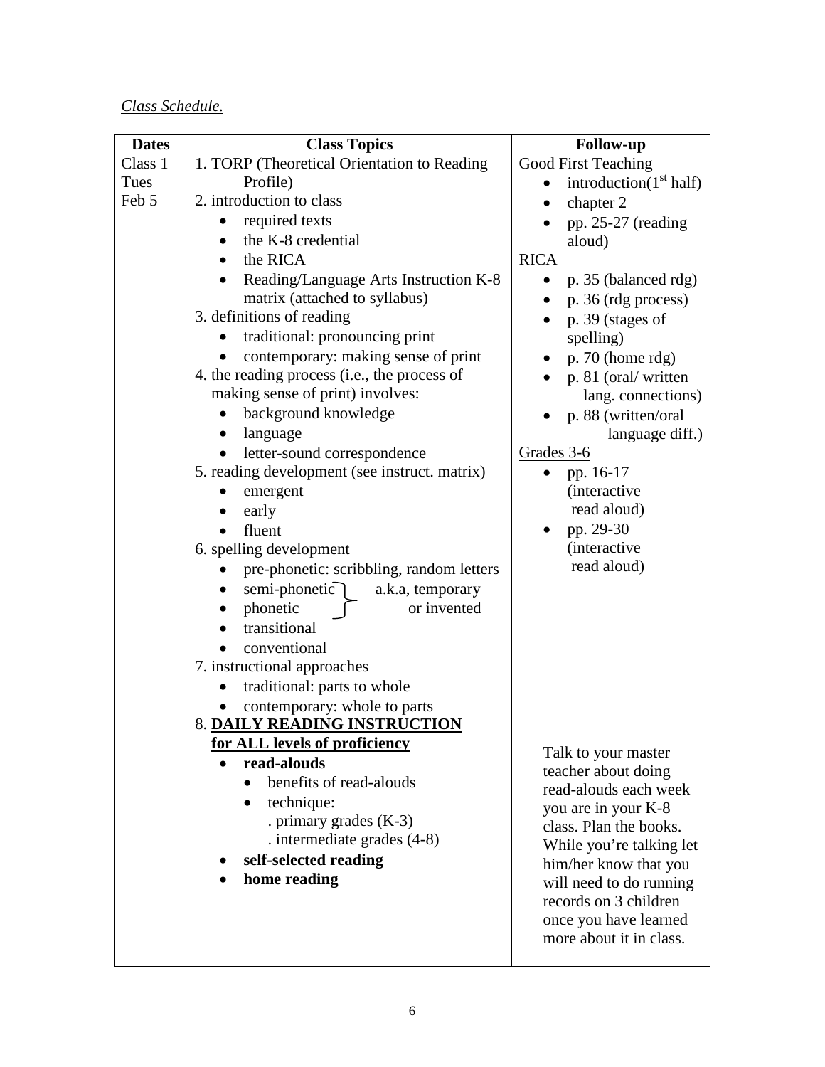*Class Schedule.*

| Dates | Class Topics | Follow-up |
| --- | --- | --- |
| Class 1<br>Tues<br>Feb 5 | 1. TORP (Theoretical Orientation to Reading Profile)<br>2. introduction to class<br>• required texts<br>• the K-8 credential<br>• the RICA<br>• Reading/Language Arts Instruction K-8 matrix (attached to syllabus)<br>3. definitions of reading<br>• traditional: pronouncing print<br>• contemporary: making sense of print<br>4. the reading process (i.e., the process of making sense of print) involves:<br>• background knowledge<br>• language<br>• letter-sound correspondence<br>5. reading development (see instruct. matrix)<br>• emergent<br>• early<br>• fluent<br>6. spelling development<br>• pre-phonetic: scribbling, random letters<br>• semi-phonetic } a.k.a, temporary<br>• phonetic } or invented<br>• transitional<br>• conventional<br>7. instructional approaches<br>• traditional: parts to whole<br>• contemporary: whole to parts<br>8. **<u>DAILY READING INSTRUCTION for ALL levels of proficiency</u>**<br>• **read-alouds**<br>  • benefits of read-alouds<br>  • technique:<br>    . primary grades (K-3)<br>    . intermediate grades (4-8)<br>• **self-selected reading**<br>• **home reading** | <u>Good First Teaching</u><br>• introduction(1st half)<br>• chapter 2<br>• pp. 25-27 (reading aloud)<br><u>RICA</u><br>• p. 35 (balanced rdg)<br>• p. 36 (rdg process)<br>• p. 39 (stages of spelling)<br>• p. 70 (home rdg)<br>• p. 81 (oral/ written lang. connections)<br>• p. 88 (written/oral language diff.)<br><u>Grades 3-6</u><br>• pp. 16-17 (interactive read aloud)<br>• pp. 29-30 (interactive read aloud)<br><br>Talk to your master teacher about doing read-alouds each week you are in your K-8 class. Plan the books. While you're talking let him/her know that you will need to do running records on 3 children once you have learned more about it in class. |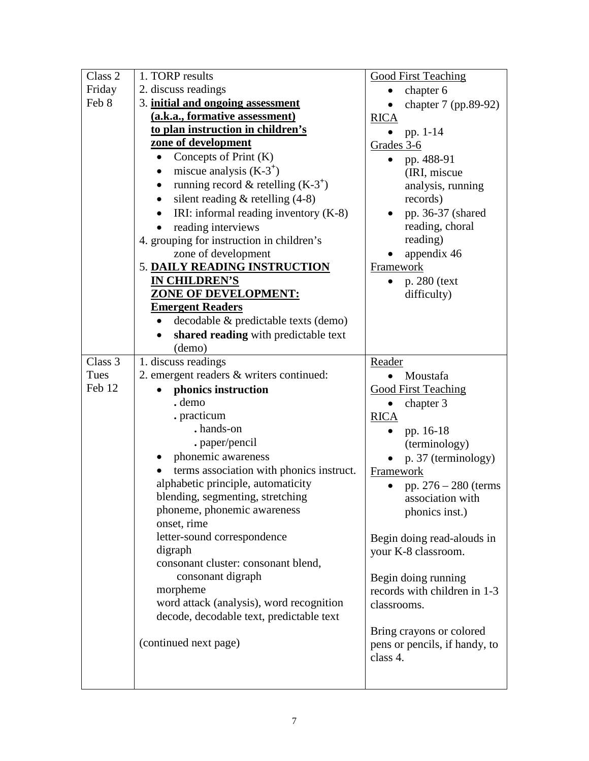| | | |
|---|---|---|
| Class 2<br>Friday<br>Feb 8 | 1. TORP results<br>2. discuss readings<br>3. **<u>initial and ongoing assessment (a.k.a., formative assessment) to plan instruction in children's zone of development</u>**<br>• Concepts of Print (K)<br>• miscue analysis ($K$-$3^+$)<br>• running record & retelling ($K$-$3^+$)<br>• silent reading & retelling (4-8)<br>• IRI: informal reading inventory (K-8)<br>• reading interviews<br>4. grouping for instruction in children's zone of development<br>5. **<u>DAILY READING INSTRUCTION IN CHILDREN'S ZONE OF DEVELOPMENT:</u>**<br>**<u>Emergent Readers</u>**<br>• decodable & predictable texts (demo)<br>• **shared reading** with predictable text (demo) | <u>Good First Teaching</u><br>• chapter 6<br>• chapter 7 (pp.89-92)<br><u>RICA</u><br>• pp. 1-14<br><u>Grades 3-6</u><br>• pp. 488-91 (IRI, miscue analysis, running records)<br>• pp. 36-37 (shared reading, choral reading)<br>• appendix 46<br><u>Framework</u><br>• p. 280 (text difficulty) |
| Class 3<br>Tues<br>Feb 12 | 1. discuss readings<br>2. emergent readers & writers continued:<br>• **phonics instruction**<br>. demo<br>. practicum<br>. hands-on<br>. paper/pencil<br>• phonemic awareness<br>• terms association with phonics instruct.<br>alphabetic principle, automaticity<br>blending, segmenting, stretching<br>phoneme, phonemic awareness<br>onset, rime<br>letter-sound correspondence<br>digraph<br>consonant cluster: consonant blend, consonant digraph<br>morpheme<br>word attack (analysis), word recognition<br>decode, decodable text, predictable text<br><br>(continued next page) | <u>Reader</u><br>• Moustafa<br><u>Good First Teaching</u><br>• chapter 3<br><u>RICA</u><br>• pp. 16-18 (terminology)<br>• p. 37 (terminology)<br><u>Framework</u><br>• pp. 276 – 280 (terms association with phonics inst.)<br><br>Begin doing read-alouds in your K-8 classroom.<br><br>Begin doing running records with children in 1-3 classrooms.<br><br>Bring crayons or colored pens or pencils, if handy, to class 4. |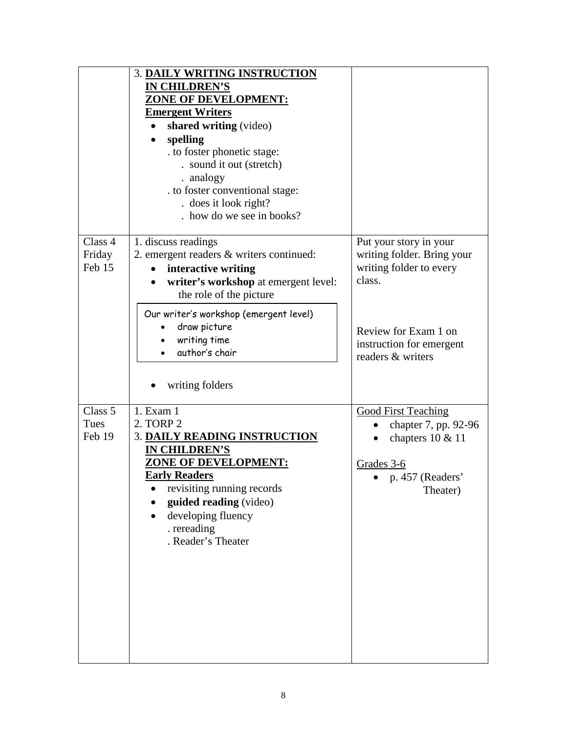| | | |
|---|---|---|
| | 3. **<u>DAILY WRITING INSTRUCTION IN CHILDREN'S ZONE OF DEVELOPMENT:</u>** <br> **<u>Emergent Writers</u>** <br> • **shared writing** (video) <br> • **spelling** <br> . to foster phonetic stage: <br> . sound it out (stretch) <br> . analogy <br> . to foster conventional stage: <br> . does it look right? <br> . how do we see in books? | |
| Class 4 <br> Friday <br> Feb 15 | 1. discuss readings <br> 2. emergent readers & writers continued: <br> • **interactive writing** <br> • **writer's workshop** at emergent level: the role of the picture <br><br> Our writer's workshop (emergent level) <br> • draw picture <br> • writing time <br> • author's chair <br><br> • writing folders | Put your story in your writing folder. Bring your writing folder to every class. <br><br> Review for Exam 1 on instruction for emergent readers & writers |
| Class 5 <br> Tues <br> Feb 19 | 1. Exam 1 <br> 2. TORP 2 <br> 3. **<u>DAILY READING INSTRUCTION IN CHILDREN'S ZONE OF DEVELOPMENT:</u>** <br> **<u>Early Readers</u>** <br> • revisiting running records <br> • **guided reading** (video) <br> • developing fluency <br> . rereading <br> . Reader's Theater | <u>Good First Teaching</u> <br> • chapter 7, pp. 92-96 <br> • chapters 10 & 11 <br><br> <u>Grades 3-6</u> <br> • p. 457 (Readers' Theater) |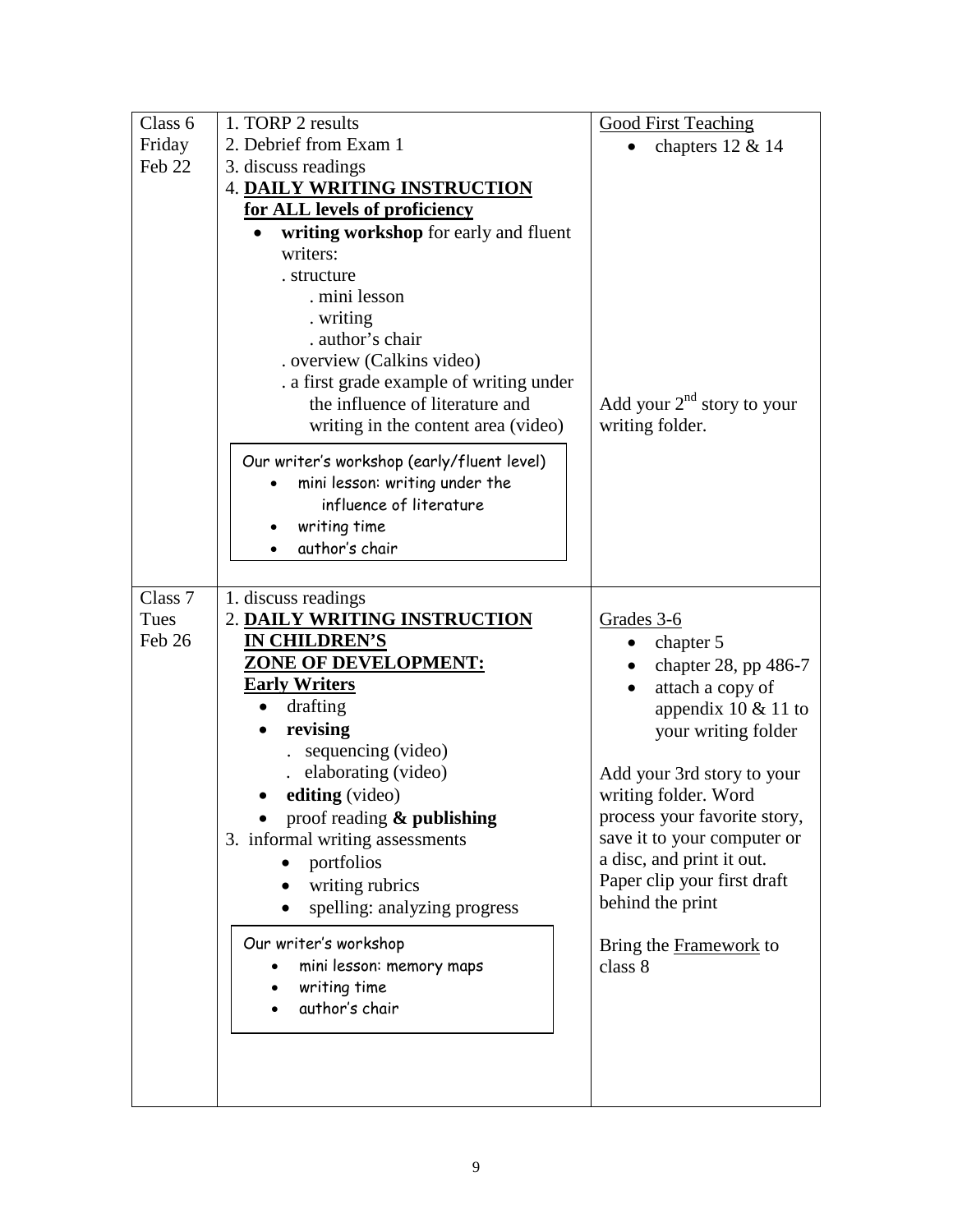| | | |
|---|---|---|
| Class 6<br>Friday<br>Feb 22 | 1. TORP 2 results<br>2. Debrief from Exam 1<br>3. discuss readings<br>4. **DAILY WRITING INSTRUCTION for ALL levels of proficiency**<br>• **writing workshop** for early and fluent writers:<br>. structure<br>. mini lesson<br>. writing<br>. author's chair<br>. overview (Calkins video)<br>. a first grade example of writing under the influence of literature and writing in the content area (video)<br><br>Our writer's workshop (early/fluent level)<br>• mini lesson: writing under the influence of literature<br>• writing time<br>• author's chair | Good First Teaching<br>• chapters 12 & 14<br><br>Add your 2nd story to your writing folder. |
| Class 7<br>Tues<br>Feb 26 | 1. discuss readings<br>2. **DAILY WRITING INSTRUCTION IN CHILDREN'S ZONE OF DEVELOPMENT: Early Writers**<br>• drafting<br>• **revising**<br>. sequencing (video)<br>. elaborating (video)<br>• **editing** (video)<br>• proof reading **& publishing**<br>3. informal writing assessments<br>• portfolios<br>• writing rubrics<br>• spelling: analyzing progress<br><br>Our writer's workshop<br>• mini lesson: memory maps<br>• writing time<br>• author's chair | Grades 3-6<br>• chapter 5<br>• chapter 28, pp 486-7<br>• attach a copy of appendix 10 & 11 to your writing folder<br><br>Add your 3rd story to your writing folder. Word process your favorite story, save it to your computer or a disc, and print it out. Paper clip your first draft behind the print<br><br>Bring the Framework to class 8 |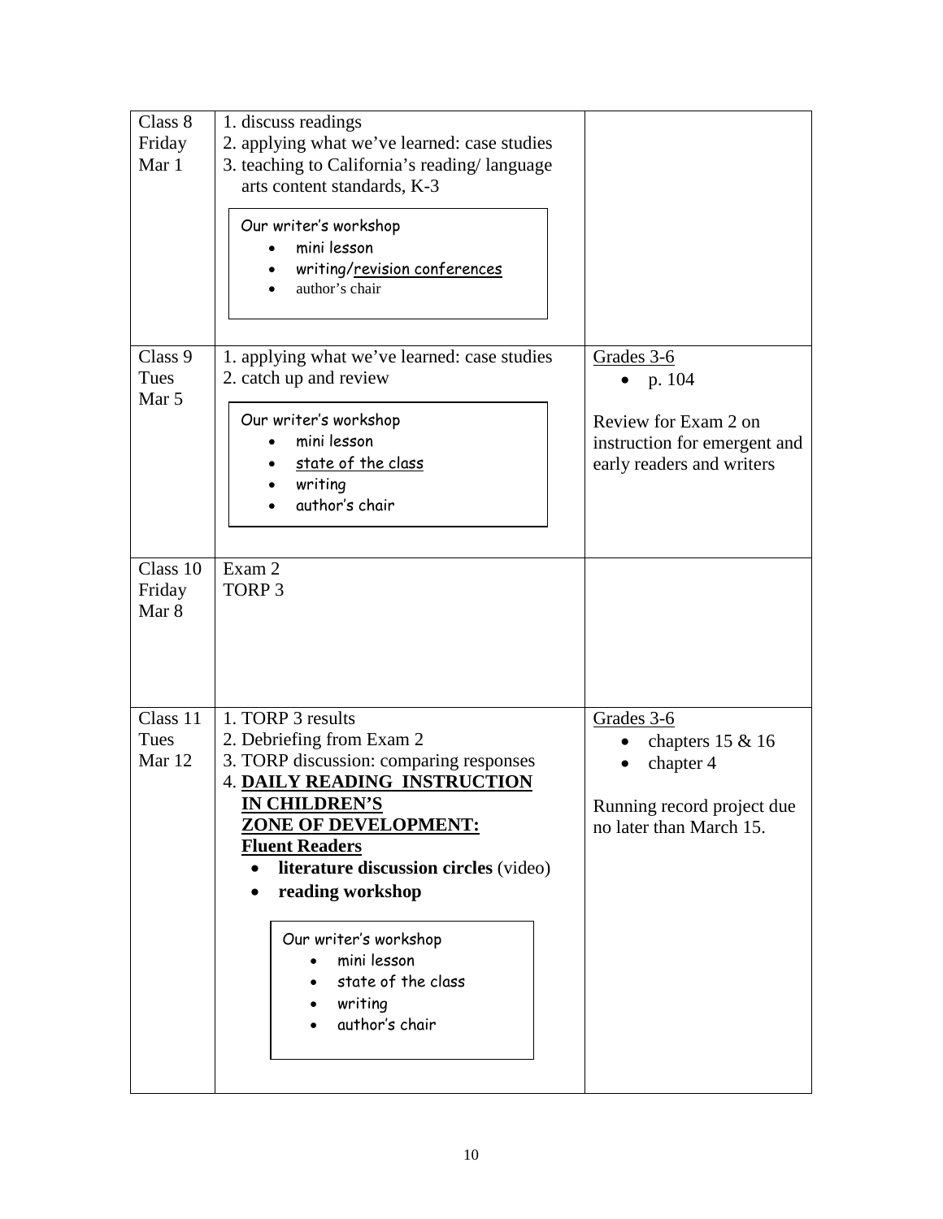| | | |
|---|---|---|
| Class 8<br>Friday<br>Mar 1 | 1. discuss readings<br>2. applying what we've learned: case studies<br>3. teaching to California's reading/ language arts content standards, K-3<br><br>Our writer's workshop<br>• mini lesson<br>• writing/<u>revision conferences</u><br>• author's chair | |
| Class 9<br>Tues<br>Mar 5 | 1. applying what we've learned: case studies<br>2. catch up and review<br><br>Our writer's workshop<br>• mini lesson<br>• <u>state of the class</u><br>• writing<br>• author's chair | <u>Grades 3-6</u><br>• p. 104<br><br>Review for Exam 2 on instruction for emergent and early readers and writers |
| Class 10<br>Friday<br>Mar 8 | Exam 2<br>TORP 3 | |
| Class 11<br>Tues<br>Mar 12 | 1. TORP 3 results<br>2. Debriefing from Exam 2<br>3. TORP discussion: comparing responses<br>4. **<u>DAILY READING INSTRUCTION IN CHILDREN'S ZONE OF DEVELOPMENT: Fluent Readers</u>**<br>• **literature discussion circles** (video)<br>• **reading workshop**<br><br>Our writer's workshop<br>• mini lesson<br>• state of the class<br>• writing<br>• author's chair | <u>Grades 3-6</u><br>• chapters 15 & 16<br>• chapter 4<br><br>Running record project due no later than March 15. |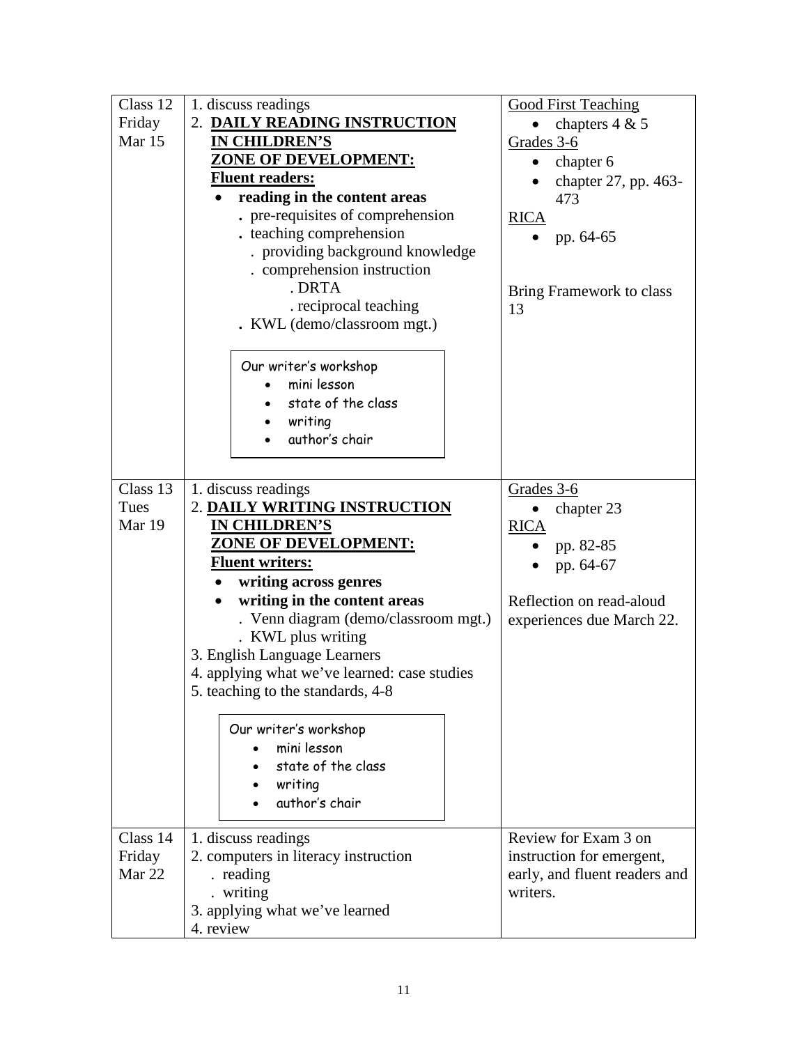| | | |
|---|---|---|
| Class 12<br>Friday<br>Mar 15 | 1. discuss readings<br>2. **DAILY READING INSTRUCTION IN CHILDREN'S ZONE OF DEVELOPMENT:**<br>**Fluent readers:**<br>• **reading in the content areas**<br>. pre-requisites of comprehension<br>. teaching comprehension<br>. providing background knowledge<br>. comprehension instruction<br>. DRTA<br>. reciprocal teaching<br>. KWL (demo/classroom mgt.)<br><br>Our writer's workshop<br>• mini lesson<br>• state of the class<br>• writing<br>• author's chair | Good First Teaching<br>• chapters 4 & 5<br>Grades 3-6<br>• chapter 6<br>• chapter 27, pp. 463-473<br>RICA<br>• pp. 64-65<br><br>Bring Framework to class 13 |
| Class 13<br>Tues<br>Mar 19 | 1. discuss readings<br>2. **DAILY WRITING INSTRUCTION IN CHILDREN'S ZONE OF DEVELOPMENT:**<br>**Fluent writers:**<br>• **writing across genres**<br>• **writing in the content areas**<br>. Venn diagram (demo/classroom mgt.)<br>. KWL plus writing<br>3. English Language Learners<br>4. applying what we've learned: case studies<br>5. teaching to the standards, 4-8<br><br>Our writer's workshop<br>• mini lesson<br>• state of the class<br>• writing<br>• author's chair | Grades 3-6<br>• chapter 23<br>RICA<br>• pp. 82-85<br>• pp. 64-67<br><br>Reflection on read-aloud experiences due March 22. |
| Class 14<br>Friday<br>Mar 22 | 1. discuss readings<br>2. computers in literacy instruction<br>. reading<br>. writing<br>3. applying what we've learned<br>4. review | Review for Exam 3 on instruction for emergent, early, and fluent readers and writers. |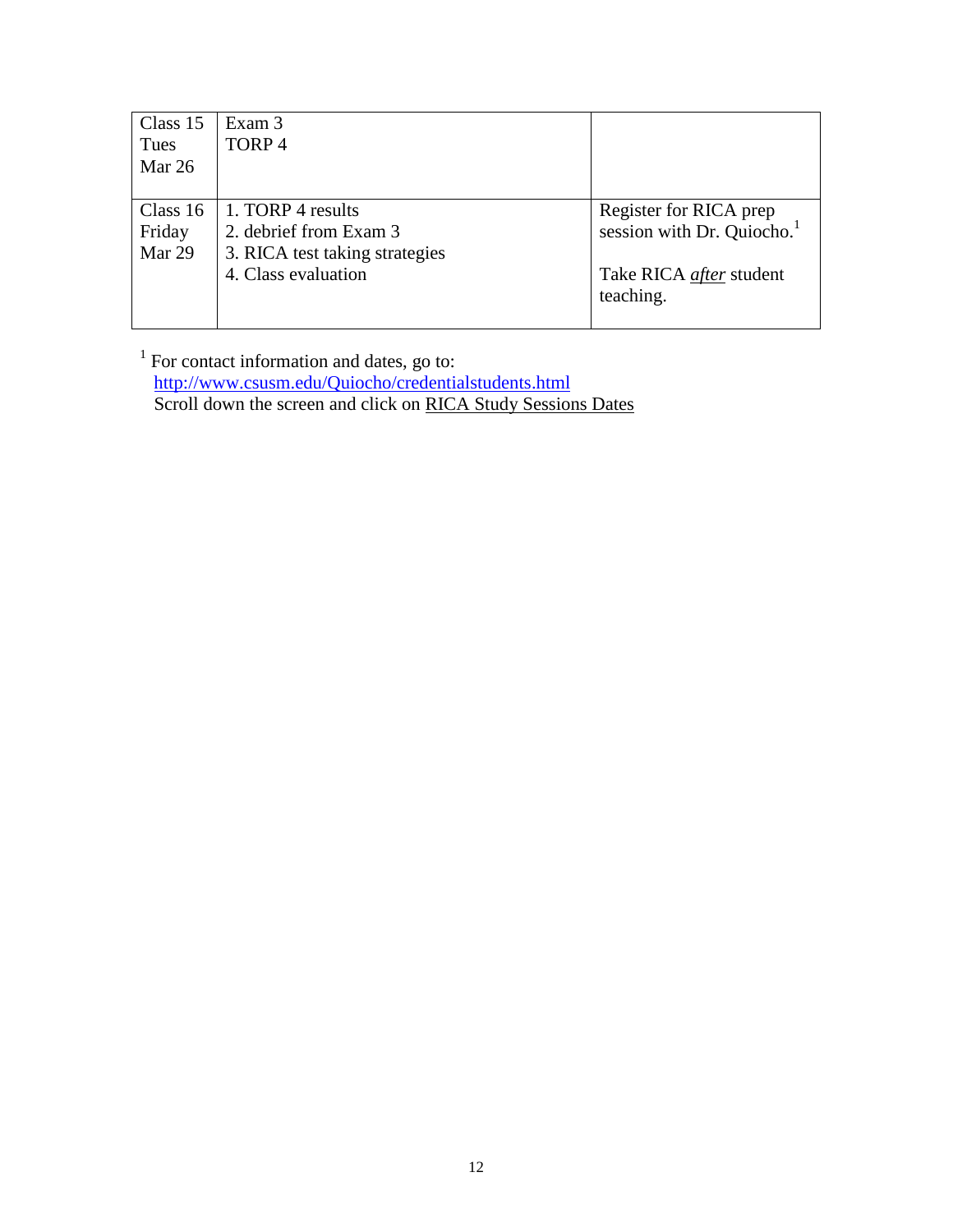| Class 15<br>Tues<br>Mar 26 | Exam 3<br>TORP 4 | |
|---|---|---|
| Class 16<br>Friday<br>Mar 29 | 1. TORP 4 results<br>2. debrief from Exam 3<br>3. RICA test taking strategies<br>4. Class evaluation | Register for RICA prep session with Dr. Quiocho.[1]<br><br>Take RICA ***after*** student teaching. |

[1] For contact information and dates, go to:
http://www.csusm.edu/Quiocho/credentialstudents.html
Scroll down the screen and click on RICA Study Sessions Dates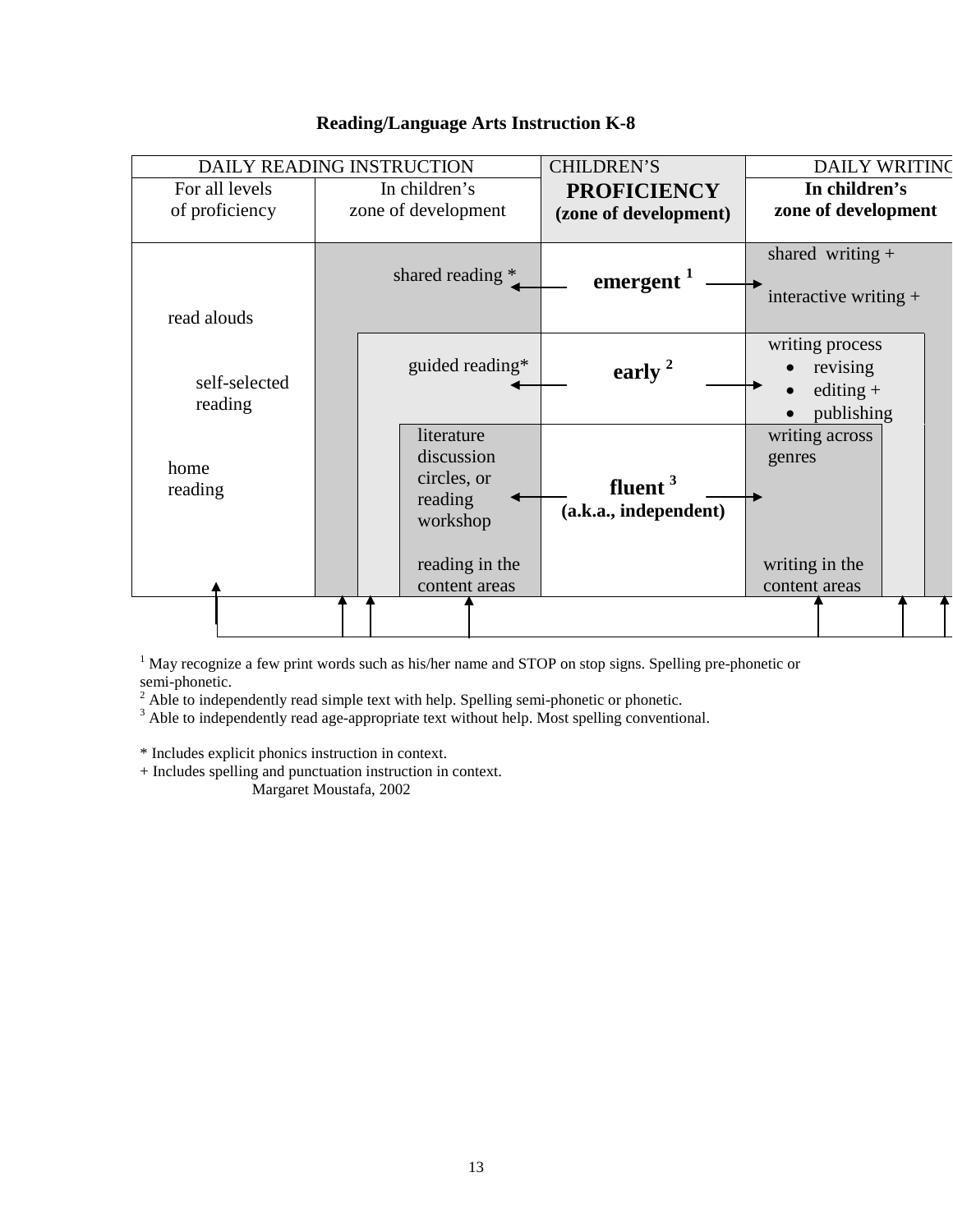**Reading/Language Arts Instruction K-8**

| DAILY READING INSTRUCTION | | CHILDREN'S | DAILY WRITING |
|---|---|---|---|
| For all levels of proficiency | In children's zone of development | **PROFICIENCY (zone of development)** | **In children's zone of development** |
| read alouds | shared reading * ← | **emergent** [1] | → shared writing + <br> interactive writing + |
| self-selected reading | guided reading* ← | **early** [2] | → writing process <br> • revising <br> • editing + <br> • publishing |
| home reading | literature discussion circles, or reading workshop ← <br><br> reading in the content areas | **fluent** [3] **(a.k.a., independent)** | → writing across genres <br><br> writing in the content areas |

[1] May recognize a few print words such as his/her name and STOP on stop signs. Spelling pre-phonetic or semi-phonetic.
[2] Able to independently read simple text with help. Spelling semi-phonetic or phonetic.
[3] Able to independently read age-appropriate text without help. Most spelling conventional.

* Includes explicit phonics instruction in context.
+ Includes spelling and punctuation instruction in context.

Margaret Moustafa, 2002